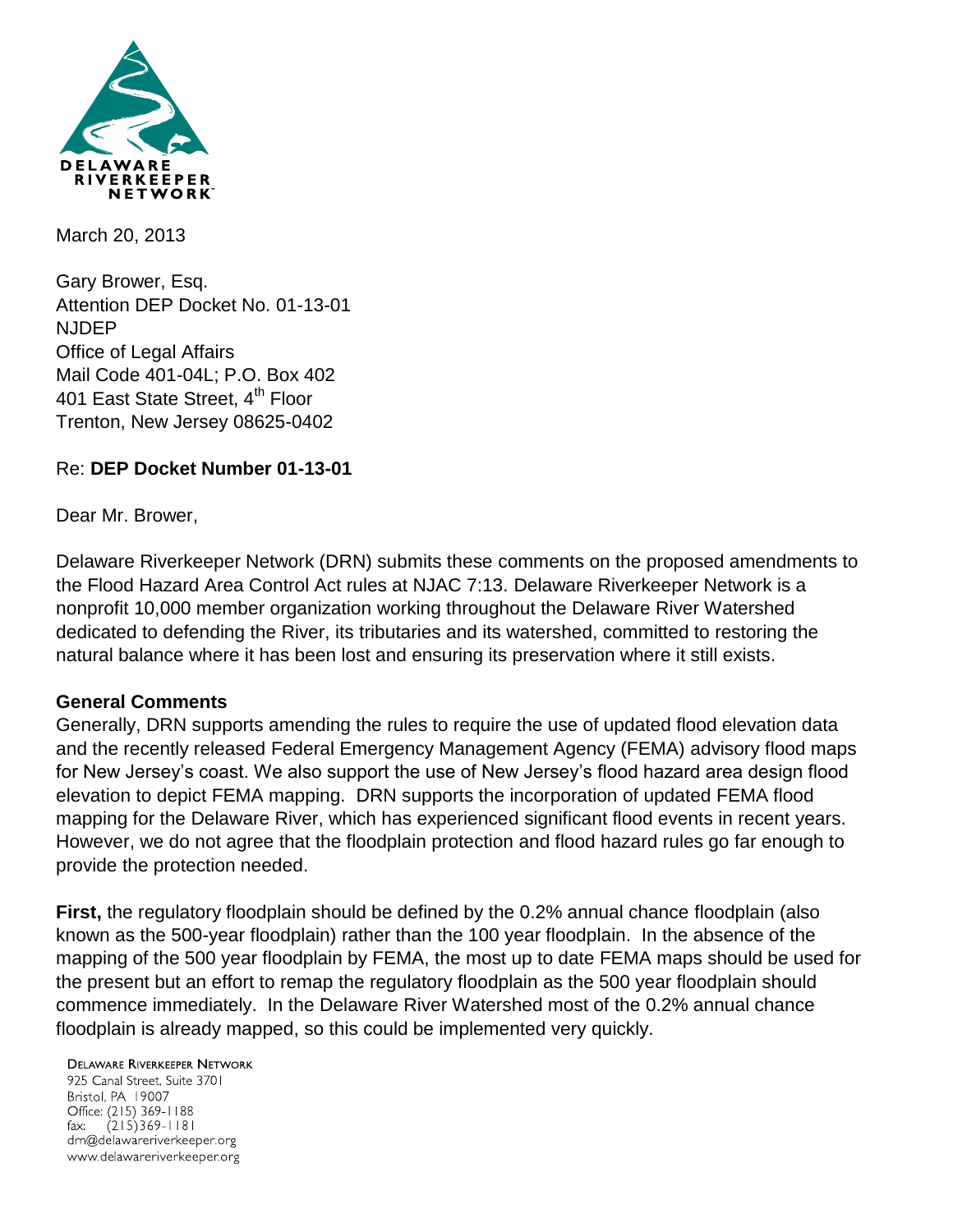DELAWARE RIVERKEEPER NETWORK

March 20, 2013

Gary Brower, Esq.
Attention DEP Docket No. 01-13-01
NJDEP
Office of Legal Affairs
Mail Code 401-04L; P.O. Box 402
401 East State Street, 4th Floor
Trenton, New Jersey 08625-0402

Re: **DEP Docket Number 01-13-01**

Dear Mr. Brower,

Delaware Riverkeeper Network (DRN) submits these comments on the proposed amendments to the Flood Hazard Area Control Act rules at NJAC 7:13. Delaware Riverkeeper Network is a nonprofit 10,000 member organization working throughout the Delaware River Watershed dedicated to defending the River, its tributaries and its watershed, committed to restoring the natural balance where it has been lost and ensuring its preservation where it still exists.

**General Comments**

Generally, DRN supports amending the rules to require the use of updated flood elevation data and the recently released Federal Emergency Management Agency (FEMA) advisory flood maps for New Jersey's coast. We also support the use of New Jersey's flood hazard area design flood elevation to depict FEMA mapping. DRN supports the incorporation of updated FEMA flood mapping for the Delaware River, which has experienced significant flood events in recent years. However, we do not agree that the floodplain protection and flood hazard rules go far enough to provide the protection needed.

**First,** the regulatory floodplain should be defined by the 0.2% annual chance floodplain (also known as the 500-year floodplain) rather than the 100 year floodplain. In the absence of the mapping of the 500 year floodplain by FEMA, the most up to date FEMA maps should be used for the present but an effort to remap the regulatory floodplain as the 500 year floodplain should commence immediately. In the Delaware River Watershed most of the 0.2% annual chance floodplain is already mapped, so this could be implemented very quickly.

DELAWARE RIVERKEEPER NETWORK
925 Canal Street, Suite 3701
Bristol, PA 19007
Office: (215) 369-1188
fax: (215)369-1181
drn@delawareriverkeeper.org
www.delawareriverkeeper.org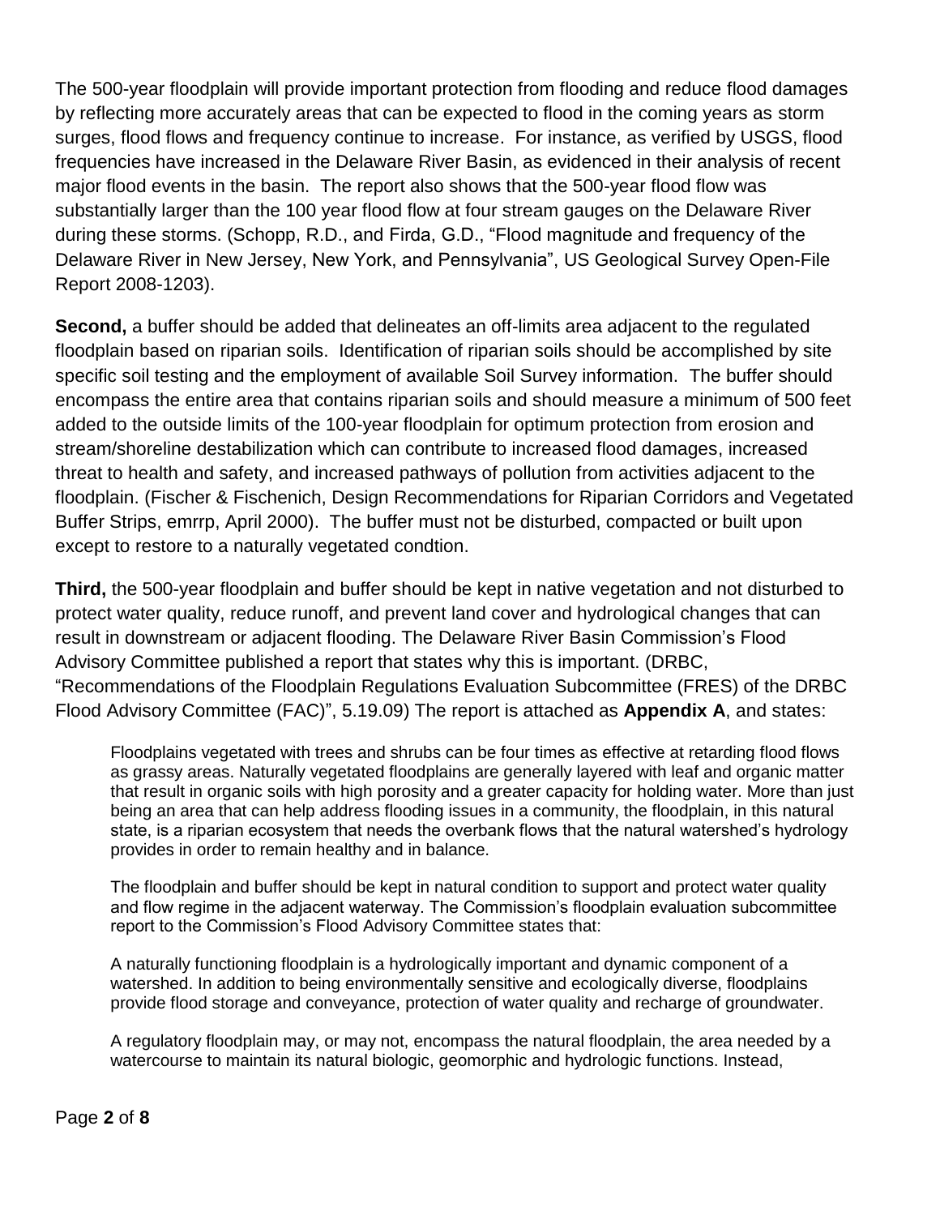The 500-year floodplain will provide important protection from flooding and reduce flood damages by reflecting more accurately areas that can be expected to flood in the coming years as storm surges, flood flows and frequency continue to increase. For instance, as verified by USGS, flood frequencies have increased in the Delaware River Basin, as evidenced in their analysis of recent major flood events in the basin. The report also shows that the 500-year flood flow was substantially larger than the 100 year flood flow at four stream gauges on the Delaware River during these storms. (Schopp, R.D., and Firda, G.D., "Flood magnitude and frequency of the Delaware River in New Jersey, New York, and Pennsylvania", US Geological Survey Open-File Report 2008-1203).

**Second,** a buffer should be added that delineates an off-limits area adjacent to the regulated floodplain based on riparian soils. Identification of riparian soils should be accomplished by site specific soil testing and the employment of available Soil Survey information. The buffer should encompass the entire area that contains riparian soils and should measure a minimum of 500 feet added to the outside limits of the 100-year floodplain for optimum protection from erosion and stream/shoreline destabilization which can contribute to increased flood damages, increased threat to health and safety, and increased pathways of pollution from activities adjacent to the floodplain. (Fischer & Fischenich, Design Recommendations for Riparian Corridors and Vegetated Buffer Strips, emrrp, April 2000). The buffer must not be disturbed, compacted or built upon except to restore to a naturally vegetated condtion.

**Third,** the 500-year floodplain and buffer should be kept in native vegetation and not disturbed to protect water quality, reduce runoff, and prevent land cover and hydrological changes that can result in downstream or adjacent flooding. The Delaware River Basin Commission's Flood Advisory Committee published a report that states why this is important. (DRBC, "Recommendations of the Floodplain Regulations Evaluation Subcommittee (FRES) of the DRBC Flood Advisory Committee (FAC)", 5.19.09) The report is attached as **Appendix A**, and states:

> Floodplains vegetated with trees and shrubs can be four times as effective at retarding flood flows as grassy areas. Naturally vegetated floodplains are generally layered with leaf and organic matter that result in organic soils with high porosity and a greater capacity for holding water. More than just being an area that can help address flooding issues in a community, the floodplain, in this natural state, is a riparian ecosystem that needs the overbank flows that the natural watershed's hydrology provides in order to remain healthy and in balance.
>
> The floodplain and buffer should be kept in natural condition to support and protect water quality and flow regime in the adjacent waterway. The Commission's floodplain evaluation subcommittee report to the Commission's Flood Advisory Committee states that:
>
> A naturally functioning floodplain is a hydrologically important and dynamic component of a watershed. In addition to being environmentally sensitive and ecologically diverse, floodplains provide flood storage and conveyance, protection of water quality and recharge of groundwater.
>
> A regulatory floodplain may, or may not, encompass the natural floodplain, the area needed by a watercourse to maintain its natural biologic, geomorphic and hydrologic functions. Instead,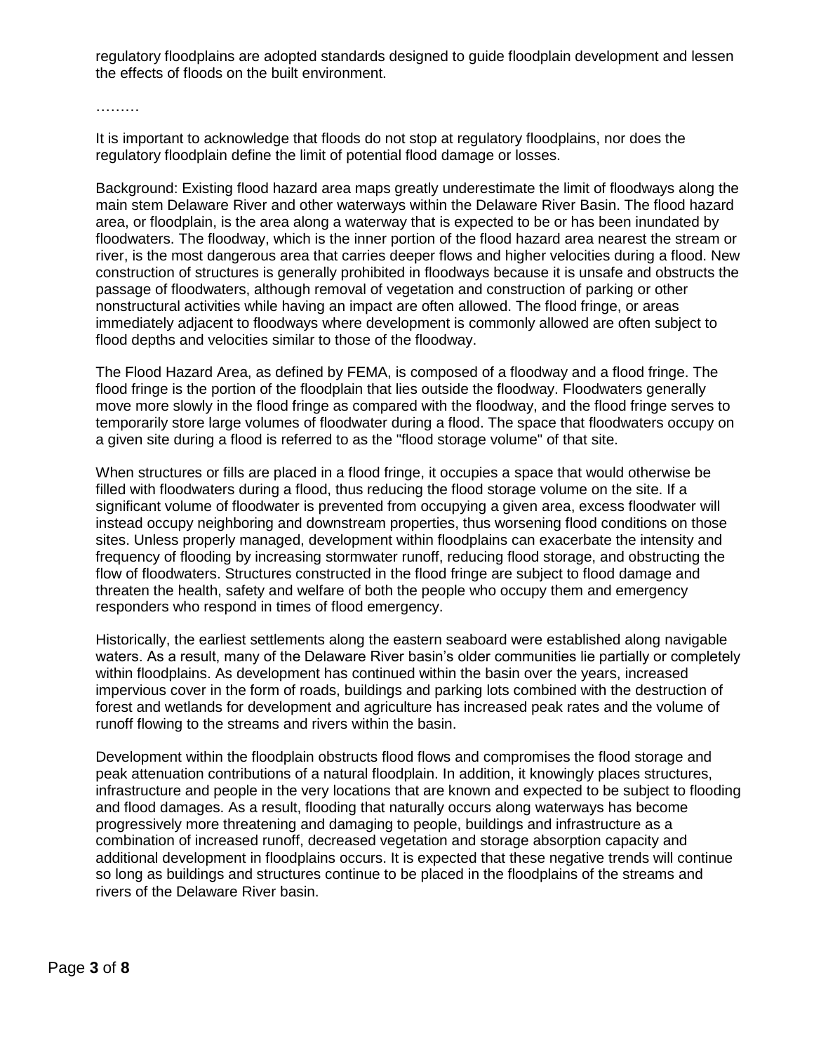regulatory floodplains are adopted standards designed to guide floodplain development and lessen the effects of floods on the built environment.

………

It is important to acknowledge that floods do not stop at regulatory floodplains, nor does the regulatory floodplain define the limit of potential flood damage or losses.

Background: Existing flood hazard area maps greatly underestimate the limit of floodways along the main stem Delaware River and other waterways within the Delaware River Basin. The flood hazard area, or floodplain, is the area along a waterway that is expected to be or has been inundated by floodwaters. The floodway, which is the inner portion of the flood hazard area nearest the stream or river, is the most dangerous area that carries deeper flows and higher velocities during a flood. New construction of structures is generally prohibited in floodways because it is unsafe and obstructs the passage of floodwaters, although removal of vegetation and construction of parking or other nonstructural activities while having an impact are often allowed. The flood fringe, or areas immediately adjacent to floodways where development is commonly allowed are often subject to flood depths and velocities similar to those of the floodway.

The Flood Hazard Area, as defined by FEMA, is composed of a floodway and a flood fringe. The flood fringe is the portion of the floodplain that lies outside the floodway. Floodwaters generally move more slowly in the flood fringe as compared with the floodway, and the flood fringe serves to temporarily store large volumes of floodwater during a flood. The space that floodwaters occupy on a given site during a flood is referred to as the "flood storage volume" of that site.

When structures or fills are placed in a flood fringe, it occupies a space that would otherwise be filled with floodwaters during a flood, thus reducing the flood storage volume on the site. If a significant volume of floodwater is prevented from occupying a given area, excess floodwater will instead occupy neighboring and downstream properties, thus worsening flood conditions on those sites. Unless properly managed, development within floodplains can exacerbate the intensity and frequency of flooding by increasing stormwater runoff, reducing flood storage, and obstructing the flow of floodwaters. Structures constructed in the flood fringe are subject to flood damage and threaten the health, safety and welfare of both the people who occupy them and emergency responders who respond in times of flood emergency.

Historically, the earliest settlements along the eastern seaboard were established along navigable waters. As a result, many of the Delaware River basin's older communities lie partially or completely within floodplains. As development has continued within the basin over the years, increased impervious cover in the form of roads, buildings and parking lots combined with the destruction of forest and wetlands for development and agriculture has increased peak rates and the volume of runoff flowing to the streams and rivers within the basin.

Development within the floodplain obstructs flood flows and compromises the flood storage and peak attenuation contributions of a natural floodplain. In addition, it knowingly places structures, infrastructure and people in the very locations that are known and expected to be subject to flooding and flood damages. As a result, flooding that naturally occurs along waterways has become progressively more threatening and damaging to people, buildings and infrastructure as a combination of increased runoff, decreased vegetation and storage absorption capacity and additional development in floodplains occurs. It is expected that these negative trends will continue so long as buildings and structures continue to be placed in the floodplains of the streams and rivers of the Delaware River basin.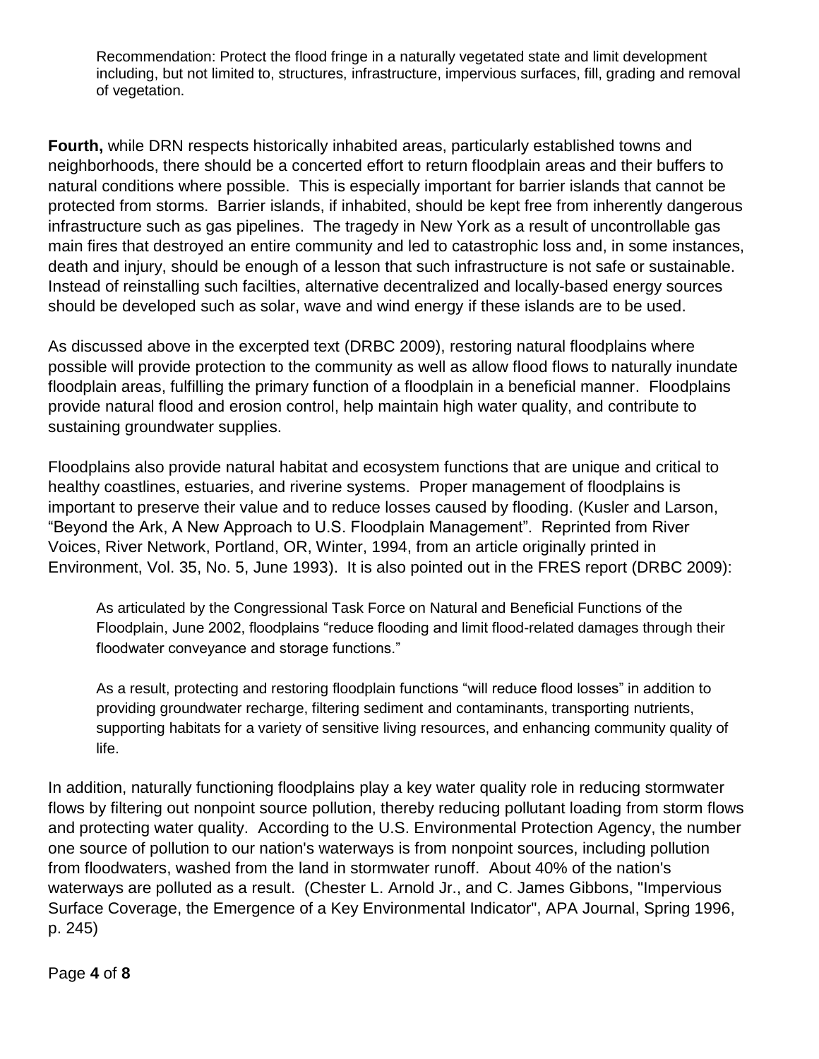> Recommendation: Protect the flood fringe in a naturally vegetated state and limit development including, but not limited to, structures, infrastructure, impervious surfaces, fill, grading and removal of vegetation.

**Fourth,** while DRN respects historically inhabited areas, particularly established towns and neighborhoods, there should be a concerted effort to return floodplain areas and their buffers to natural conditions where possible. This is especially important for barrier islands that cannot be protected from storms. Barrier islands, if inhabited, should be kept free from inherently dangerous infrastructure such as gas pipelines. The tragedy in New York as a result of uncontrollable gas main fires that destroyed an entire community and led to catastrophic loss and, in some instances, death and injury, should be enough of a lesson that such infrastructure is not safe or sustainable. Instead of reinstalling such facilties, alternative decentralized and locally-based energy sources should be developed such as solar, wave and wind energy if these islands are to be used.

As discussed above in the excerpted text (DRBC 2009), restoring natural floodplains where possible will provide protection to the community as well as allow flood flows to naturally inundate floodplain areas, fulfilling the primary function of a floodplain in a beneficial manner. Floodplains provide natural flood and erosion control, help maintain high water quality, and contribute to sustaining groundwater supplies.

Floodplains also provide natural habitat and ecosystem functions that are unique and critical to healthy coastlines, estuaries, and riverine systems. Proper management of floodplains is important to preserve their value and to reduce losses caused by flooding. (Kusler and Larson, "Beyond the Ark, A New Approach to U.S. Floodplain Management". Reprinted from River Voices, River Network, Portland, OR, Winter, 1994, from an article originally printed in Environment, Vol. 35, No. 5, June 1993). It is also pointed out in the FRES report (DRBC 2009):

> As articulated by the Congressional Task Force on Natural and Beneficial Functions of the Floodplain, June 2002, floodplains "reduce flooding and limit flood-related damages through their floodwater conveyance and storage functions."
>
> As a result, protecting and restoring floodplain functions "will reduce flood losses" in addition to providing groundwater recharge, filtering sediment and contaminants, transporting nutrients, supporting habitats for a variety of sensitive living resources, and enhancing community quality of life.

In addition, naturally functioning floodplains play a key water quality role in reducing stormwater flows by filtering out nonpoint source pollution, thereby reducing pollutant loading from storm flows and protecting water quality. According to the U.S. Environmental Protection Agency, the number one source of pollution to our nation's waterways is from nonpoint sources, including pollution from floodwaters, washed from the land in stormwater runoff. About 40% of the nation's waterways are polluted as a result. (Chester L. Arnold Jr., and C. James Gibbons, "Impervious Surface Coverage, the Emergence of a Key Environmental Indicator", APA Journal, Spring 1996, p. 245)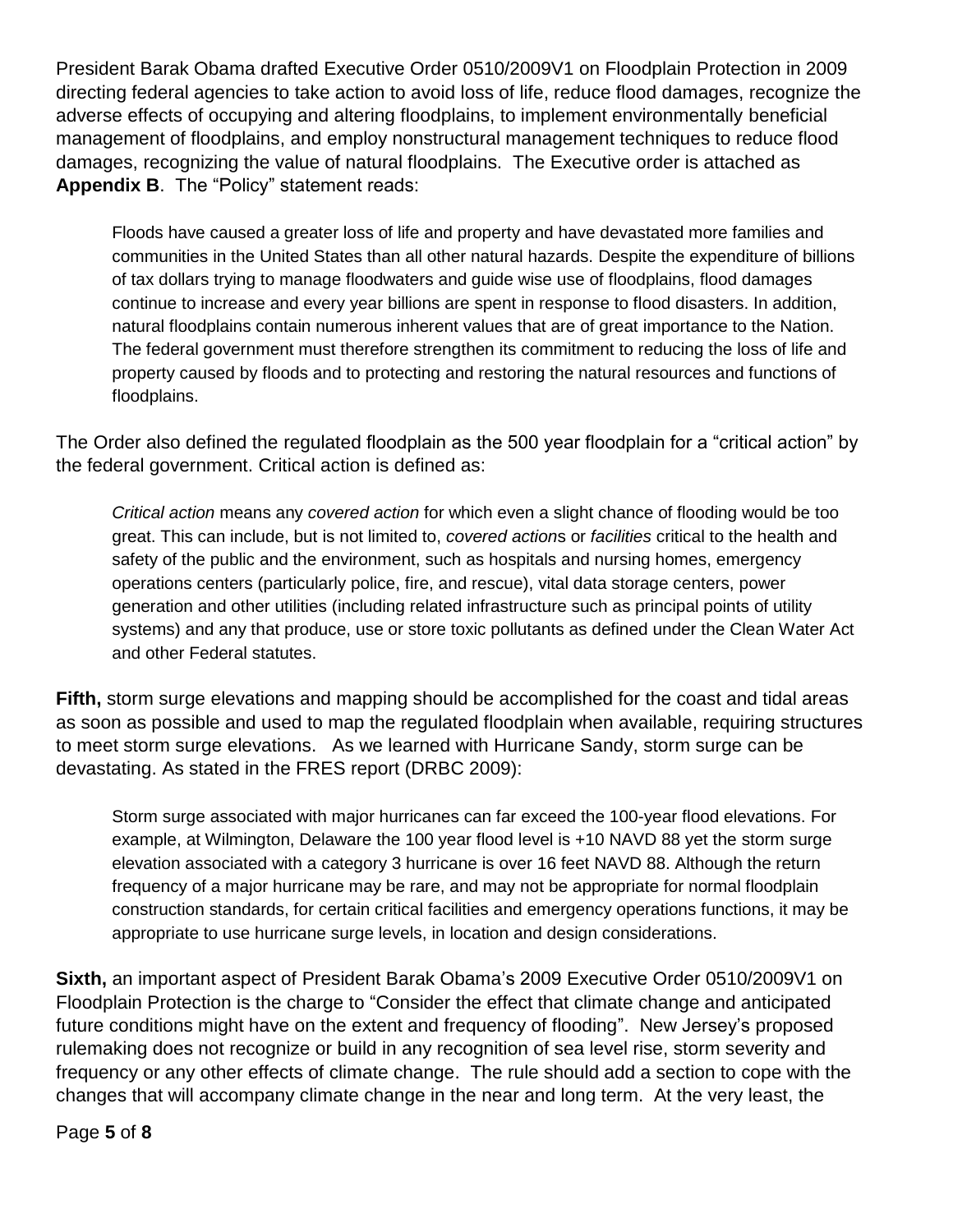President Barak Obama drafted Executive Order 0510/2009V1 on Floodplain Protection in 2009 directing federal agencies to take action to avoid loss of life, reduce flood damages, recognize the adverse effects of occupying and altering floodplains, to implement environmentally beneficial management of floodplains, and employ nonstructural management techniques to reduce flood damages, recognizing the value of natural floodplains. The Executive order is attached as **Appendix B**. The "Policy" statement reads:

> Floods have caused a greater loss of life and property and have devastated more families and communities in the United States than all other natural hazards. Despite the expenditure of billions of tax dollars trying to manage floodwaters and guide wise use of floodplains, flood damages continue to increase and every year billions are spent in response to flood disasters. In addition, natural floodplains contain numerous inherent values that are of great importance to the Nation. The federal government must therefore strengthen its commitment to reducing the loss of life and property caused by floods and to protecting and restoring the natural resources and functions of floodplains.

The Order also defined the regulated floodplain as the 500 year floodplain for a "critical action" by the federal government. Critical action is defined as:

> *Critical action* means any *covered action* for which even a slight chance of flooding would be too great. This can include, but is not limited to, *covered action*s or *facilities* critical to the health and safety of the public and the environment, such as hospitals and nursing homes, emergency operations centers (particularly police, fire, and rescue), vital data storage centers, power generation and other utilities (including related infrastructure such as principal points of utility systems) and any that produce, use or store toxic pollutants as defined under the Clean Water Act and other Federal statutes.

**Fifth,** storm surge elevations and mapping should be accomplished for the coast and tidal areas as soon as possible and used to map the regulated floodplain when available, requiring structures to meet storm surge elevations. As we learned with Hurricane Sandy, storm surge can be devastating. As stated in the FRES report (DRBC 2009):

> Storm surge associated with major hurricanes can far exceed the 100-year flood elevations. For example, at Wilmington, Delaware the 100 year flood level is +10 NAVD 88 yet the storm surge elevation associated with a category 3 hurricane is over 16 feet NAVD 88. Although the return frequency of a major hurricane may be rare, and may not be appropriate for normal floodplain construction standards, for certain critical facilities and emergency operations functions, it may be appropriate to use hurricane surge levels, in location and design considerations.

**Sixth,** an important aspect of President Barak Obama's 2009 Executive Order 0510/2009V1 on Floodplain Protection is the charge to "Consider the effect that climate change and anticipated future conditions might have on the extent and frequency of flooding". New Jersey's proposed rulemaking does not recognize or build in any recognition of sea level rise, storm severity and frequency or any other effects of climate change. The rule should add a section to cope with the changes that will accompany climate change in the near and long term. At the very least, the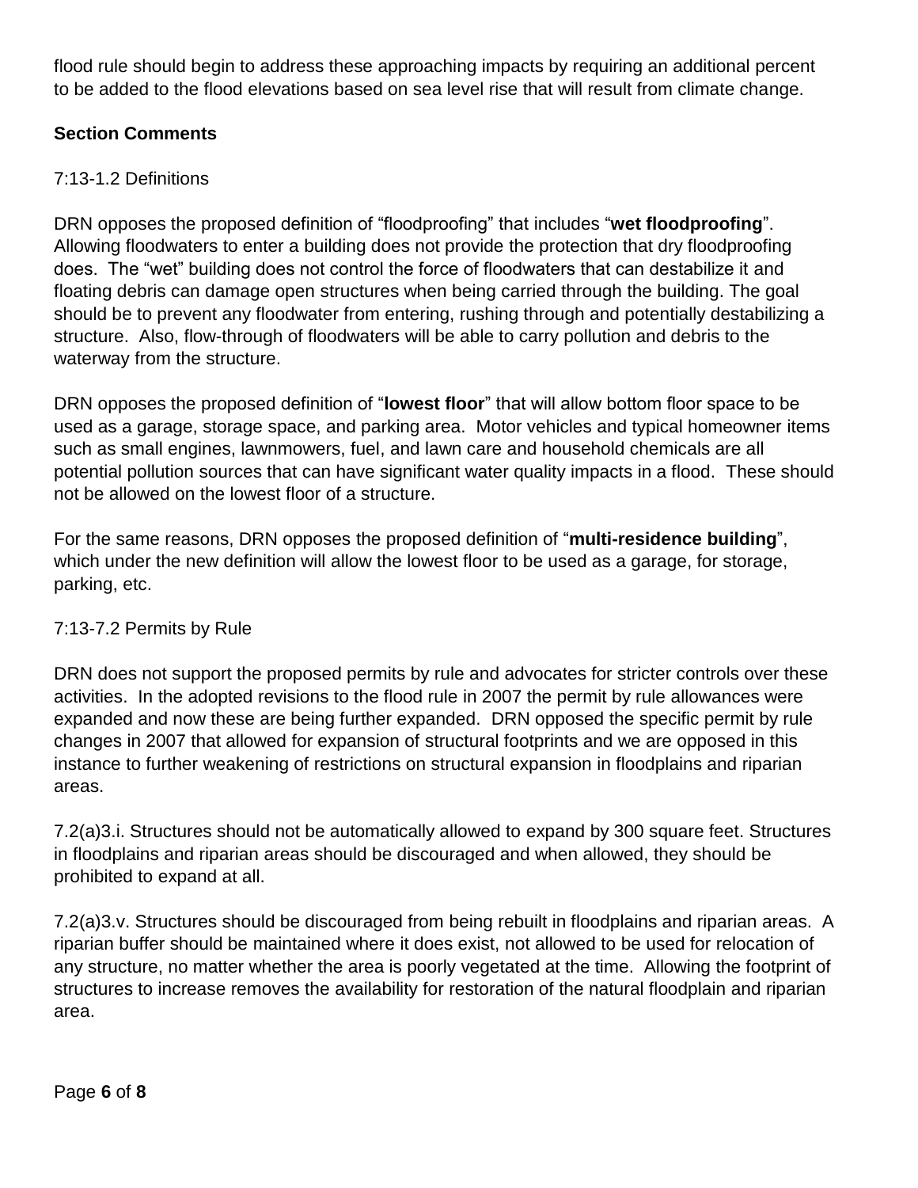flood rule should begin to address these approaching impacts by requiring an additional percent to be added to the flood elevations based on sea level rise that will result from climate change.

**Section Comments**

7:13-1.2 Definitions

DRN opposes the proposed definition of "floodproofing" that includes "**wet floodproofing**". Allowing floodwaters to enter a building does not provide the protection that dry floodproofing does. The "wet" building does not control the force of floodwaters that can destabilize it and floating debris can damage open structures when being carried through the building. The goal should be to prevent any floodwater from entering, rushing through and potentially destabilizing a structure. Also, flow-through of floodwaters will be able to carry pollution and debris to the waterway from the structure.

DRN opposes the proposed definition of "**lowest floor**" that will allow bottom floor space to be used as a garage, storage space, and parking area. Motor vehicles and typical homeowner items such as small engines, lawnmowers, fuel, and lawn care and household chemicals are all potential pollution sources that can have significant water quality impacts in a flood. These should not be allowed on the lowest floor of a structure.

For the same reasons, DRN opposes the proposed definition of "**multi-residence building**", which under the new definition will allow the lowest floor to be used as a garage, for storage, parking, etc.

7:13-7.2 Permits by Rule

DRN does not support the proposed permits by rule and advocates for stricter controls over these activities. In the adopted revisions to the flood rule in 2007 the permit by rule allowances were expanded and now these are being further expanded. DRN opposed the specific permit by rule changes in 2007 that allowed for expansion of structural footprints and we are opposed in this instance to further weakening of restrictions on structural expansion in floodplains and riparian areas.

7.2(a)3.i. Structures should not be automatically allowed to expand by 300 square feet. Structures in floodplains and riparian areas should be discouraged and when allowed, they should be prohibited to expand at all.

7.2(a)3.v. Structures should be discouraged from being rebuilt in floodplains and riparian areas. A riparian buffer should be maintained where it does exist, not allowed to be used for relocation of any structure, no matter whether the area is poorly vegetated at the time. Allowing the footprint of structures to increase removes the availability for restoration of the natural floodplain and riparian area.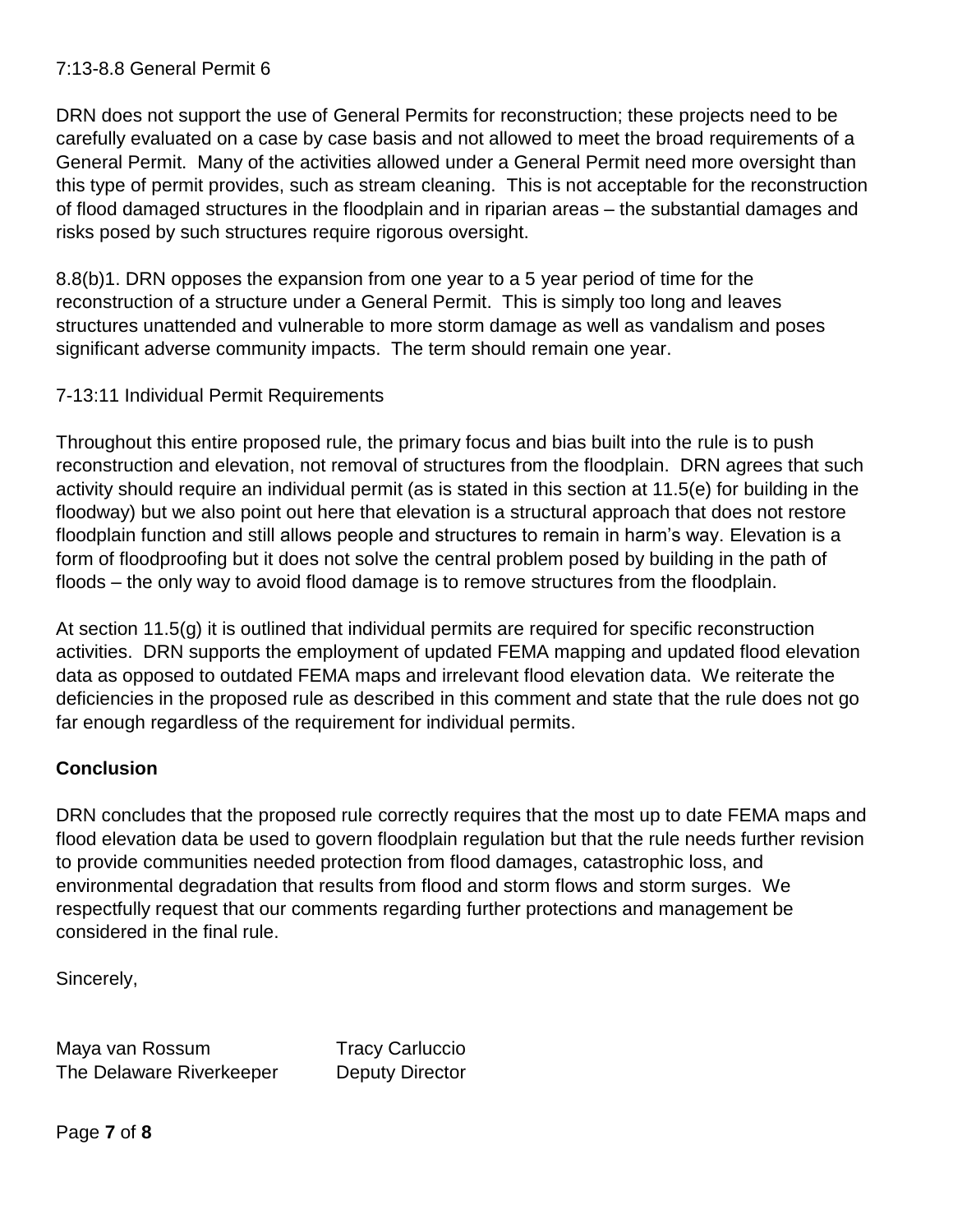7:13-8.8 General Permit 6

DRN does not support the use of General Permits for reconstruction; these projects need to be carefully evaluated on a case by case basis and not allowed to meet the broad requirements of a General Permit. Many of the activities allowed under a General Permit need more oversight than this type of permit provides, such as stream cleaning. This is not acceptable for the reconstruction of flood damaged structures in the floodplain and in riparian areas – the substantial damages and risks posed by such structures require rigorous oversight.

8.8(b)1. DRN opposes the expansion from one year to a 5 year period of time for the reconstruction of a structure under a General Permit. This is simply too long and leaves structures unattended and vulnerable to more storm damage as well as vandalism and poses significant adverse community impacts. The term should remain one year.

7-13:11 Individual Permit Requirements

Throughout this entire proposed rule, the primary focus and bias built into the rule is to push reconstruction and elevation, not removal of structures from the floodplain. DRN agrees that such activity should require an individual permit (as is stated in this section at 11.5(e) for building in the floodway) but we also point out here that elevation is a structural approach that does not restore floodplain function and still allows people and structures to remain in harm's way. Elevation is a form of floodproofing but it does not solve the central problem posed by building in the path of floods – the only way to avoid flood damage is to remove structures from the floodplain.

At section 11.5(g) it is outlined that individual permits are required for specific reconstruction activities. DRN supports the employment of updated FEMA mapping and updated flood elevation data as opposed to outdated FEMA maps and irrelevant flood elevation data. We reiterate the deficiencies in the proposed rule as described in this comment and state that the rule does not go far enough regardless of the requirement for individual permits.

**Conclusion**

DRN concludes that the proposed rule correctly requires that the most up to date FEMA maps and flood elevation data be used to govern floodplain regulation but that the rule needs further revision to provide communities needed protection from flood damages, catastrophic loss, and environmental degradation that results from flood and storm flows and storm surges. We respectfully request that our comments regarding further protections and management be considered in the final rule.

Sincerely,

Maya van Rossum
The Delaware Riverkeeper

Tracy Carluccio
Deputy Director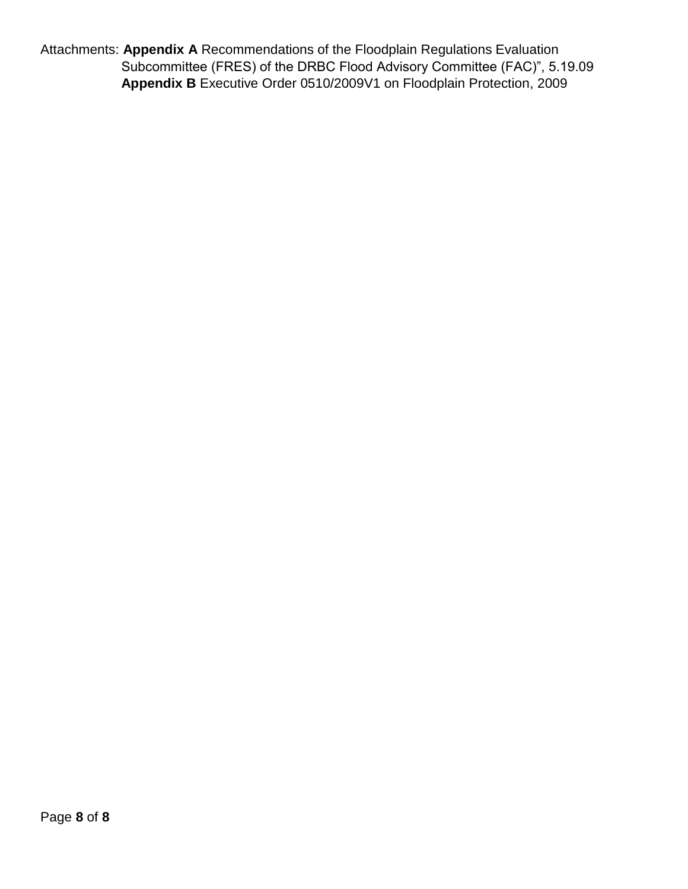Attachments: **Appendix A** Recommendations of the Floodplain Regulations Evaluation Subcommittee (FRES) of the DRBC Flood Advisory Committee (FAC)", 5.19.09
**Appendix B** Executive Order 0510/2009V1 on Floodplain Protection, 2009